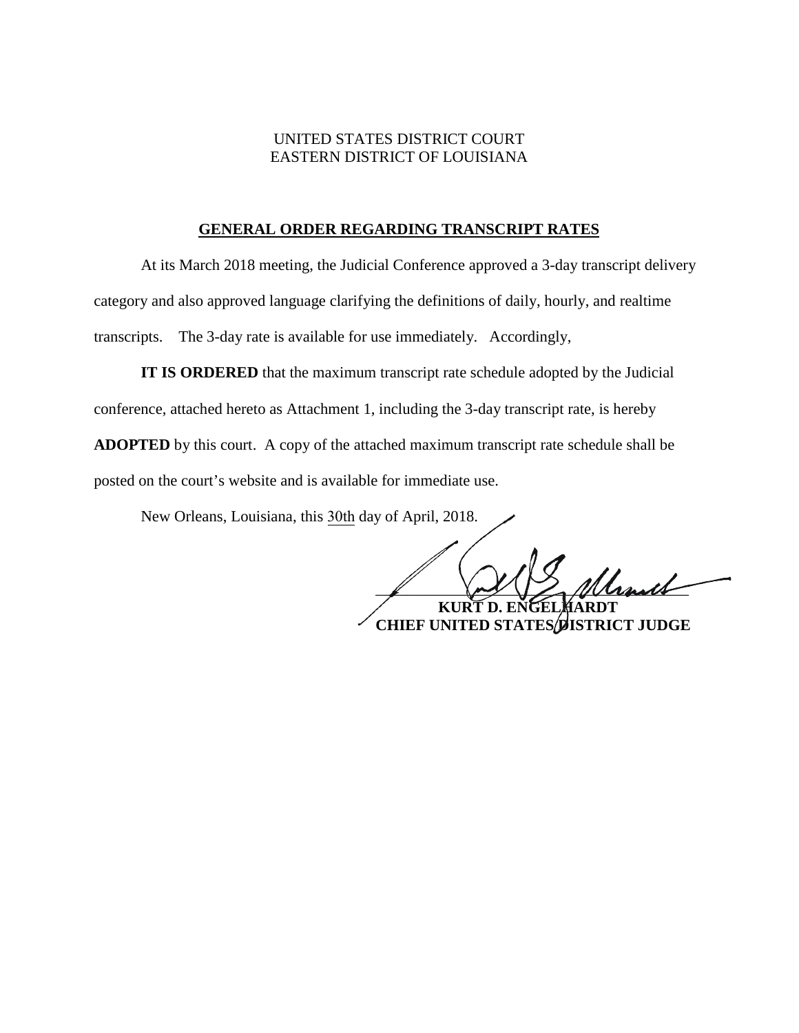UNITED STATES DISTRICT COURT
EASTERN DISTRICT OF LOUISIANA

## GENERAL ORDER REGARDING TRANSCRIPT RATES

At its March 2018 meeting, the Judicial Conference approved a 3-day transcript delivery category and also approved language clarifying the definitions of daily, hourly, and realtime transcripts. The 3-day rate is available for use immediately. Accordingly,

**IT IS ORDERED** that the maximum transcript rate schedule adopted by the Judicial conference, attached hereto as Attachment 1, including the 3-day transcript rate, is hereby **ADOPTED** by this court. A copy of the attached maximum transcript rate schedule shall be posted on the court's website and is available for immediate use.

New Orleans, Louisiana, this 30th day of April, 2018.

**KURT D. ENGELHARDT**
**CHIEF UNITED STATES DISTRICT JUDGE**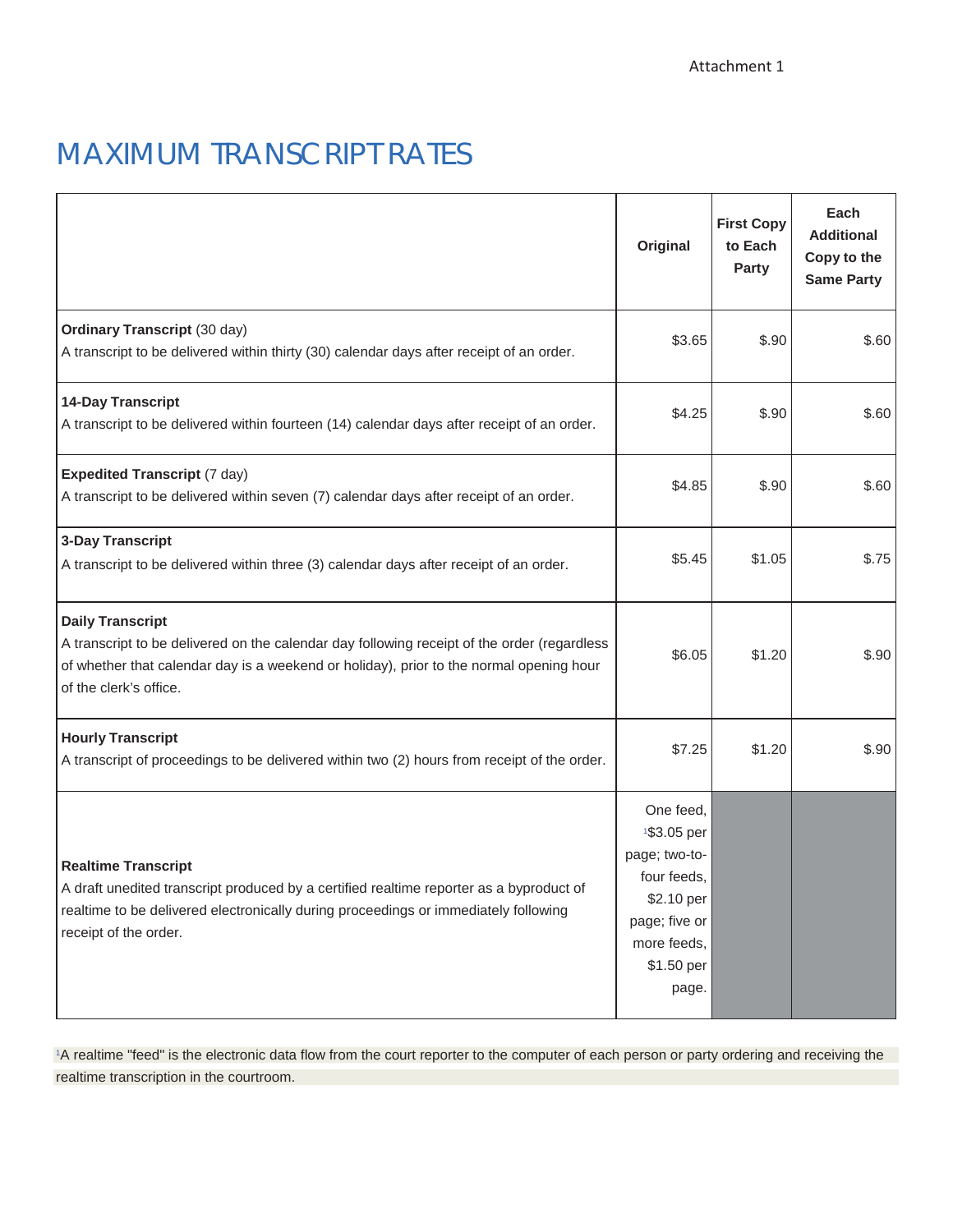Attachment 1

# MAXIMUM TRANSCRIPT RATES

| | Original | First Copy to Each Party | Each Additional Copy to the Same Party |
|---|---|---|---|
| **Ordinary Transcript** (30 day)<br>A transcript to be delivered within thirty (30) calendar days after receipt of an order. | $3.65 | $.90 | $.60 |
| **14-Day Transcript**<br>A transcript to be delivered within fourteen (14) calendar days after receipt of an order. | $4.25 | $.90 | $.60 |
| **Expedited Transcript** (7 day)<br>A transcript to be delivered within seven (7) calendar days after receipt of an order. | $4.85 | $.90 | $.60 |
| **3-Day Transcript**<br>A transcript to be delivered within three (3) calendar days after receipt of an order. | $5.45 | $1.05 | $.75 |
| **Daily Transcript**<br>A transcript to be delivered on the calendar day following receipt of the order (regardless of whether that calendar day is a weekend or holiday), prior to the normal opening hour of the clerk's office. | $6.05 | $1.20 | $.90 |
| **Hourly Transcript**<br>A transcript of proceedings to be delivered within two (2) hours from receipt of the order. | $7.25 | $1.20 | $.90 |
| **Realtime Transcript**<br>A draft unedited transcript produced by a certified realtime reporter as a byproduct of realtime to be delivered electronically during proceedings or immediately following receipt of the order. | One feed, [1]$3.05 per page; two-to-four feeds, $2.10 per page; five or more feeds, $1.50 per page. | | |

[1]A realtime "feed" is the electronic data flow from the court reporter to the computer of each person or party ordering and receiving the realtime transcription in the courtroom.